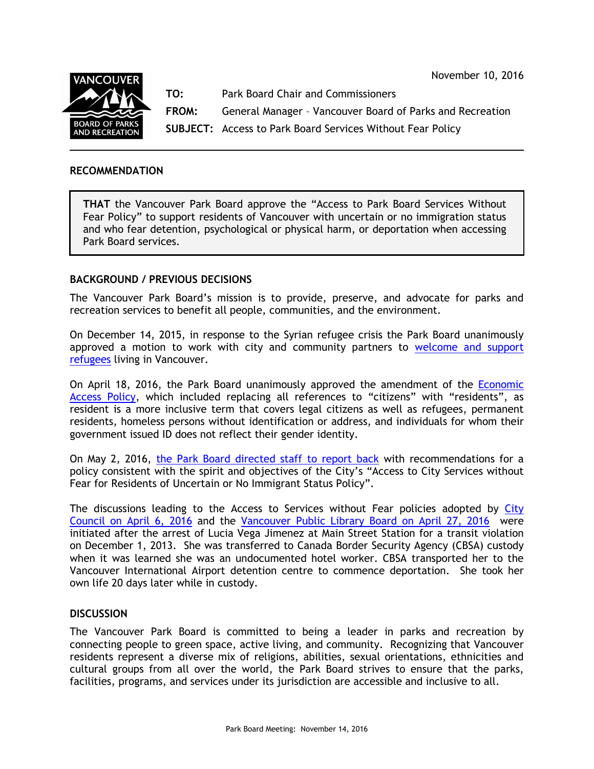November 10, 2016

**TO:** Park Board Chair and Commissioners

**FROM:** General Manager – Vancouver Board of Parks and Recreation

**SUBJECT:** Access to Park Board Services Without Fear Policy

---

## RECOMMENDATION

> **THAT** the Vancouver Park Board approve the "Access to Park Board Services Without Fear Policy" to support residents of Vancouver with uncertain or no immigration status and who fear detention, psychological or physical harm, or deportation when accessing Park Board services.

## BACKGROUND / PREVIOUS DECISIONS

The Vancouver Park Board's mission is to provide, preserve, and advocate for parks and recreation services to benefit all people, communities, and the environment.

On December 14, 2015, in response to the Syrian refugee crisis the Park Board unanimously approved a motion to work with city and community partners to welcome and support refugees living in Vancouver.

On April 18, 2016, the Park Board unanimously approved the amendment of the Economic Access Policy, which included replacing all references to "citizens" with "residents", as resident is a more inclusive term that covers legal citizens as well as refugees, permanent residents, homeless persons without identification or address, and individuals for whom their government issued ID does not reflect their gender identity.

On May 2, 2016, the Park Board directed staff to report back with recommendations for a policy consistent with the spirit and objectives of the City's "Access to City Services without Fear for Residents of Uncertain or No Immigrant Status Policy".

The discussions leading to the Access to Services without Fear policies adopted by City Council on April 6, 2016 and the Vancouver Public Library Board on April 27, 2016 were initiated after the arrest of Lucia Vega Jimenez at Main Street Station for a transit violation on December 1, 2013. She was transferred to Canada Border Security Agency (CBSA) custody when it was learned she was an undocumented hotel worker. CBSA transported her to the Vancouver International Airport detention centre to commence deportation. She took her own life 20 days later while in custody.

## DISCUSSION

The Vancouver Park Board is committed to being a leader in parks and recreation by connecting people to green space, active living, and community. Recognizing that Vancouver residents represent a diverse mix of religions, abilities, sexual orientations, ethnicities and cultural groups from all over the world, the Park Board strives to ensure that the parks, facilities, programs, and services under its jurisdiction are accessible and inclusive to all.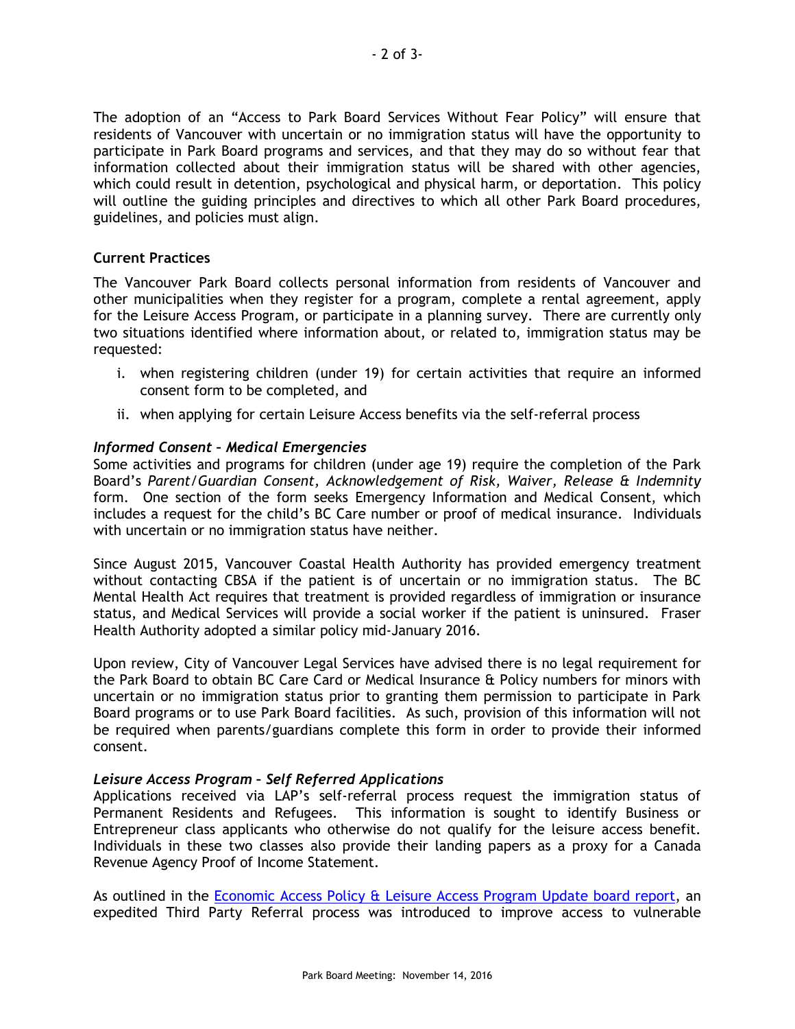The adoption of an "Access to Park Board Services Without Fear Policy" will ensure that residents of Vancouver with uncertain or no immigration status will have the opportunity to participate in Park Board programs and services, and that they may do so without fear that information collected about their immigration status will be shared with other agencies, which could result in detention, psychological and physical harm, or deportation. This policy will outline the guiding principles and directives to which all other Park Board procedures, guidelines, and policies must align.

**Current Practices**

The Vancouver Park Board collects personal information from residents of Vancouver and other municipalities when they register for a program, complete a rental agreement, apply for the Leisure Access Program, or participate in a planning survey. There are currently only two situations identified where information about, or related to, immigration status may be requested:

i. when registering children (under 19) for certain activities that require an informed consent form to be completed, and
ii. when applying for certain Leisure Access benefits via the self-referral process

***Informed Consent – Medical Emergencies***

Some activities and programs for children (under age 19) require the completion of the Park Board's *Parent/Guardian Consent, Acknowledgement of Risk, Waiver, Release & Indemnity* form. One section of the form seeks Emergency Information and Medical Consent, which includes a request for the child's BC Care number or proof of medical insurance. Individuals with uncertain or no immigration status have neither.

Since August 2015, Vancouver Coastal Health Authority has provided emergency treatment without contacting CBSA if the patient is of uncertain or no immigration status. The BC Mental Health Act requires that treatment is provided regardless of immigration or insurance status, and Medical Services will provide a social worker if the patient is uninsured. Fraser Health Authority adopted a similar policy mid-January 2016.

Upon review, City of Vancouver Legal Services have advised there is no legal requirement for the Park Board to obtain BC Care Card or Medical Insurance & Policy numbers for minors with uncertain or no immigration status prior to granting them permission to participate in Park Board programs or to use Park Board facilities. As such, provision of this information will not be required when parents/guardians complete this form in order to provide their informed consent.

***Leisure Access Program – Self Referred Applications***

Applications received via LAP's self-referral process request the immigration status of Permanent Residents and Refugees. This information is sought to identify Business or Entrepreneur class applicants who otherwise do not qualify for the leisure access benefit. Individuals in these two classes also provide their landing papers as a proxy for a Canada Revenue Agency Proof of Income Statement.

As outlined in the Economic Access Policy & Leisure Access Program Update board report, an expedited Third Party Referral process was introduced to improve access to vulnerable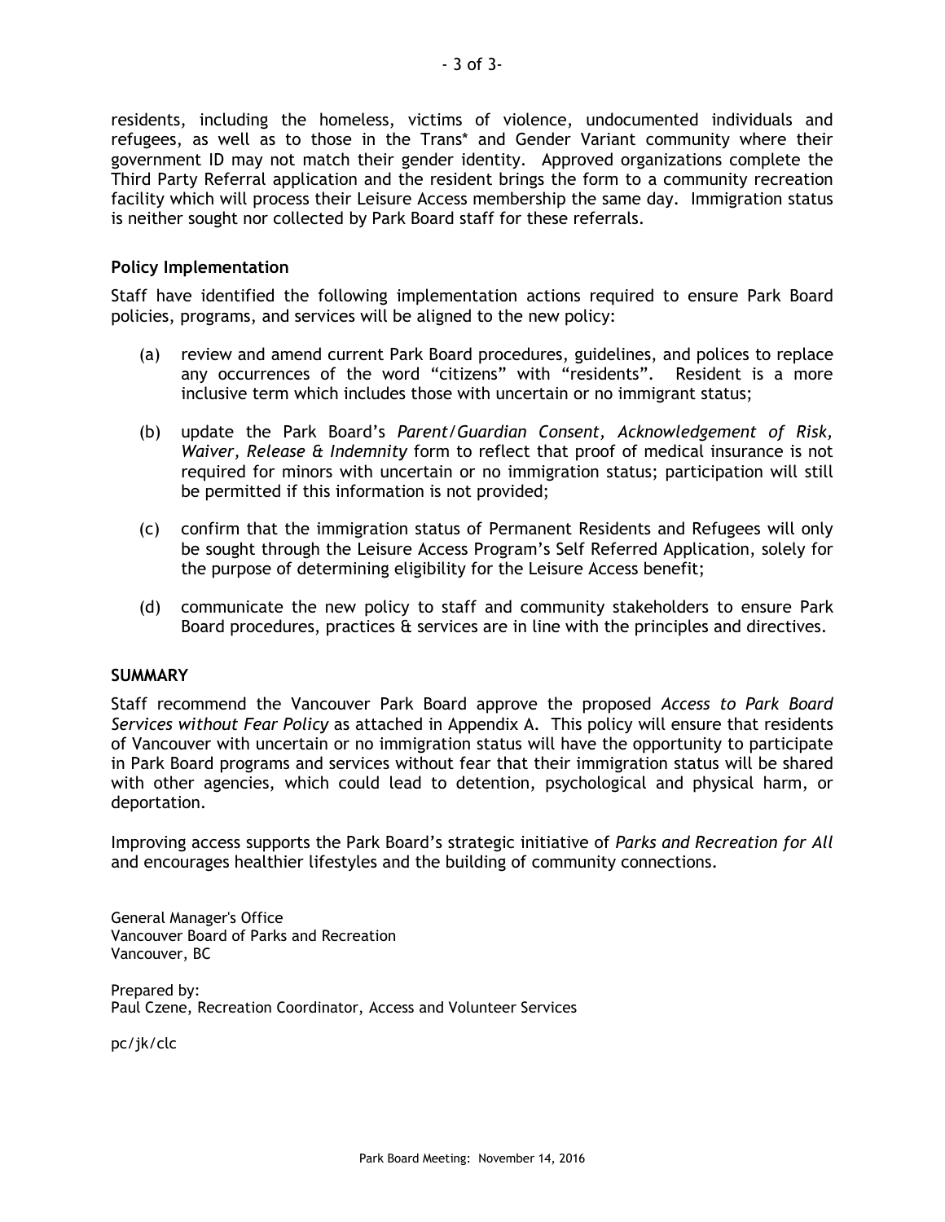residents, including the homeless, victims of violence, undocumented individuals and refugees, as well as to those in the Trans* and Gender Variant community where their government ID may not match their gender identity. Approved organizations complete the Third Party Referral application and the resident brings the form to a community recreation facility which will process their Leisure Access membership the same day. Immigration status is neither sought nor collected by Park Board staff for these referrals.

**Policy Implementation**

Staff have identified the following implementation actions required to ensure Park Board policies, programs, and services will be aligned to the new policy:

(a) review and amend current Park Board procedures, guidelines, and polices to replace any occurrences of the word "citizens" with "residents". Resident is a more inclusive term which includes those with uncertain or no immigrant status;

(b) update the Park Board's *Parent/Guardian Consent, Acknowledgement of Risk, Waiver, Release & Indemnity* form to reflect that proof of medical insurance is not required for minors with uncertain or no immigration status; participation will still be permitted if this information is not provided;

(c) confirm that the immigration status of Permanent Residents and Refugees will only be sought through the Leisure Access Program's Self Referred Application, solely for the purpose of determining eligibility for the Leisure Access benefit;

(d) communicate the new policy to staff and community stakeholders to ensure Park Board procedures, practices & services are in line with the principles and directives.

**SUMMARY**

Staff recommend the Vancouver Park Board approve the proposed *Access to Park Board Services without Fear Policy* as attached in Appendix A. This policy will ensure that residents of Vancouver with uncertain or no immigration status will have the opportunity to participate in Park Board programs and services without fear that their immigration status will be shared with other agencies, which could lead to detention, psychological and physical harm, or deportation.

Improving access supports the Park Board's strategic initiative of *Parks and Recreation for All* and encourages healthier lifestyles and the building of community connections.

General Manager's Office
Vancouver Board of Parks and Recreation
Vancouver, BC

Prepared by:
Paul Czene, Recreation Coordinator, Access and Volunteer Services

pc/jk/clc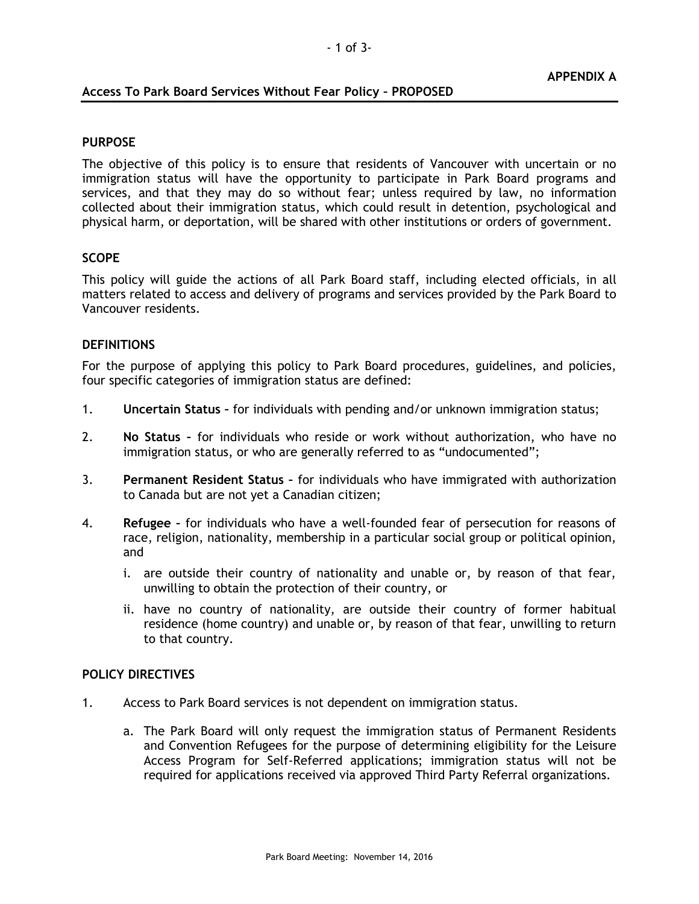**APPENDIX A**

## Access To Park Board Services Without Fear Policy – PROPOSED

### PURPOSE

The objective of this policy is to ensure that residents of Vancouver with uncertain or no immigration status will have the opportunity to participate in Park Board programs and services, and that they may do so without fear; unless required by law, no information collected about their immigration status, which could result in detention, psychological and physical harm, or deportation, will be shared with other institutions or orders of government.

### SCOPE

This policy will guide the actions of all Park Board staff, including elected officials, in all matters related to access and delivery of programs and services provided by the Park Board to Vancouver residents.

### DEFINITIONS

For the purpose of applying this policy to Park Board procedures, guidelines, and policies, four specific categories of immigration status are defined:

1. **Uncertain Status** – for individuals with pending and/or unknown immigration status;
2. **No Status** – for individuals who reside or work without authorization, who have no immigration status, or who are generally referred to as "undocumented";
3. **Permanent Resident Status** – for individuals who have immigrated with authorization to Canada but are not yet a Canadian citizen;
4. **Refugee** – for individuals who have a well-founded fear of persecution for reasons of race, religion, nationality, membership in a particular social group or political opinion, and
   i. are outside their country of nationality and unable or, by reason of that fear, unwilling to obtain the protection of their country, or
   ii. have no country of nationality, are outside their country of former habitual residence (home country) and unable or, by reason of that fear, unwilling to return to that country.

### POLICY DIRECTIVES

1. Access to Park Board services is not dependent on immigration status.
   a. The Park Board will only request the immigration status of Permanent Residents and Convention Refugees for the purpose of determining eligibility for the Leisure Access Program for Self-Referred applications; immigration status will not be required for applications received via approved Third Party Referral organizations.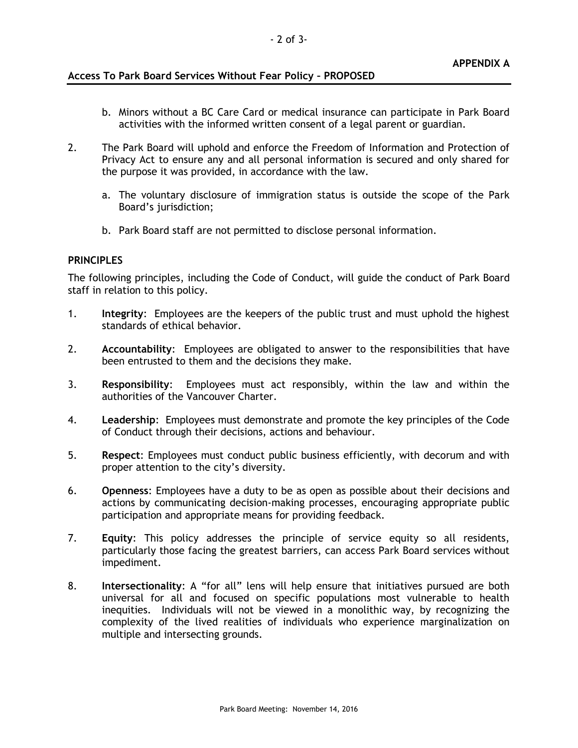**APPENDIX A**

**Access To Park Board Services Without Fear Policy – PROPOSED**

b. Minors without a BC Care Card or medical insurance can participate in Park Board activities with the informed written consent of a legal parent or guardian.

2. The Park Board will uphold and enforce the Freedom of Information and Protection of Privacy Act to ensure any and all personal information is secured and only shared for the purpose it was provided, in accordance with the law.

   a. The voluntary disclosure of immigration status is outside the scope of the Park Board's jurisdiction;

   b. Park Board staff are not permitted to disclose personal information.

**PRINCIPLES**

The following principles, including the Code of Conduct, will guide the conduct of Park Board staff in relation to this policy.

1. **Integrity**: Employees are the keepers of the public trust and must uphold the highest standards of ethical behavior.

2. **Accountability**: Employees are obligated to answer to the responsibilities that have been entrusted to them and the decisions they make.

3. **Responsibility**: Employees must act responsibly, within the law and within the authorities of the Vancouver Charter.

4. **Leadership**: Employees must demonstrate and promote the key principles of the Code of Conduct through their decisions, actions and behaviour.

5. **Respect**: Employees must conduct public business efficiently, with decorum and with proper attention to the city's diversity.

6. **Openness**: Employees have a duty to be as open as possible about their decisions and actions by communicating decision-making processes, encouraging appropriate public participation and appropriate means for providing feedback.

7. **Equity**: This policy addresses the principle of service equity so all residents, particularly those facing the greatest barriers, can access Park Board services without impediment.

8. **Intersectionality**: A "for all" lens will help ensure that initiatives pursued are both universal for all and focused on specific populations most vulnerable to health inequities. Individuals will not be viewed in a monolithic way, by recognizing the complexity of the lived realities of individuals who experience marginalization on multiple and intersecting grounds.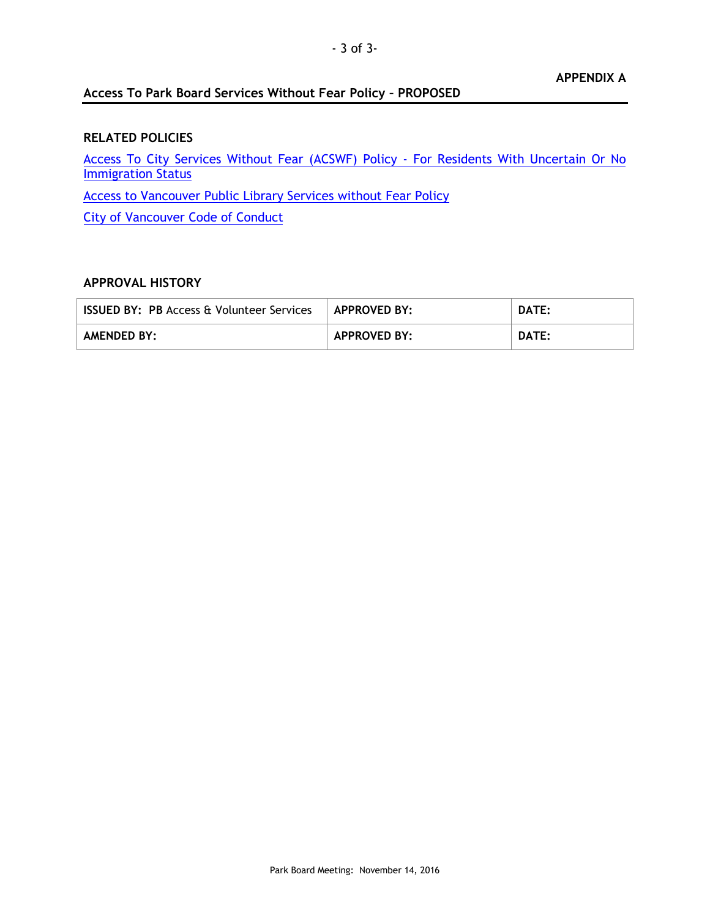**APPENDIX A**

**Access To Park Board Services Without Fear Policy – PROPOSED**

## RELATED POLICIES

Access To City Services Without Fear (ACSWF) Policy - For Residents With Uncertain Or No Immigration Status

Access to Vancouver Public Library Services without Fear Policy

City of Vancouver Code of Conduct

## APPROVAL HISTORY

| | | |
|---|---|---|
| **ISSUED BY: PB** Access & Volunteer Services | **APPROVED BY:** | **DATE:** |
| **AMENDED BY:** | **APPROVED BY:** | **DATE:** |

Park Board Meeting: November 14, 2016